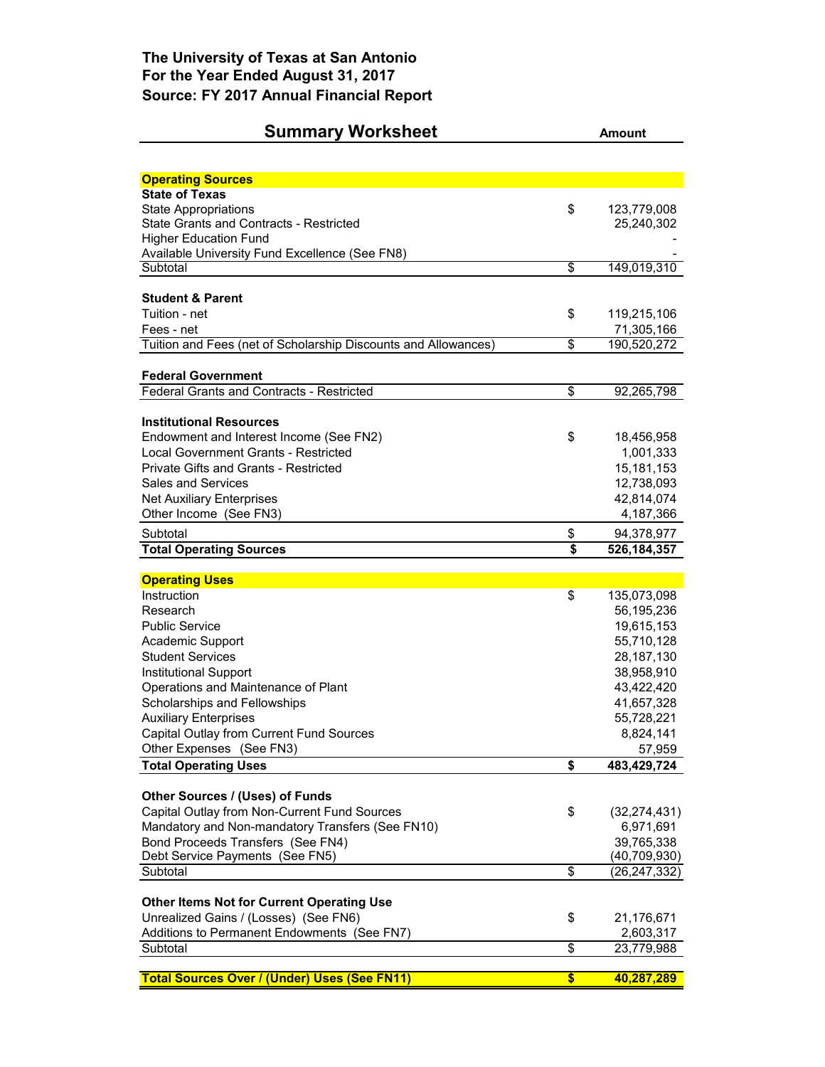## The University of Texas at San Antonio
## For the Year Ended August 31, 2017
## Source: FY 2017 Annual Financial Report

| Summary Worksheet | | Amount |
|---|---|---|
| **Operating Sources** | | |
| **State of Texas** | | |
| State Appropriations | $ | 123,779,008 |
| State Grants and Contracts - Restricted | | 25,240,302 |
| Higher Education Fund | | - |
| Available University Fund Excellence (See FN8) | | - |
| Subtotal | $ | 149,019,310 |
| | | |
| **Student & Parent** | | |
| Tuition - net | $ | 119,215,106 |
| Fees - net | | 71,305,166 |
| Tuition and Fees (net of Scholarship Discounts and Allowances) | $ | 190,520,272 |
| | | |
| **Federal Government** | | |
| Federal Grants and Contracts - Restricted | $ | 92,265,798 |
| | | |
| **Institutional Resources** | | |
| Endowment and Interest Income (See FN2) | $ | 18,456,958 |
| Local Government Grants - Restricted | | 1,001,333 |
| Private Gifts and Grants - Restricted | | 15,181,153 |
| Sales and Services | | 12,738,093 |
| Net Auxiliary Enterprises | | 42,814,074 |
| Other Income (See FN3) | | 4,187,366 |
| Subtotal | $ | 94,378,977 |
| **Total Operating Sources** | **$** | **526,184,357** |
| | | |
| **Operating Uses** | | |
| Instruction | $ | 135,073,098 |
| Research | | 56,195,236 |
| Public Service | | 19,615,153 |
| Academic Support | | 55,710,128 |
| Student Services | | 28,187,130 |
| Institutional Support | | 38,958,910 |
| Operations and Maintenance of Plant | | 43,422,420 |
| Scholarships and Fellowships | | 41,657,328 |
| Auxiliary Enterprises | | 55,728,221 |
| Capital Outlay from Current Fund Sources | | 8,824,141 |
| Other Expenses (See FN3) | | 57,959 |
| **Total Operating Uses** | **$** | **483,429,724** |
| | | |
| **Other Sources / (Uses) of Funds** | | |
| Capital Outlay from Non-Current Fund Sources | $ | (32,274,431) |
| Mandatory and Non-mandatory Transfers (See FN10) | | 6,971,691 |
| Bond Proceeds Transfers (See FN4) | | 39,765,338 |
| Debt Service Payments (See FN5) | | (40,709,930) |
| Subtotal | $ | (26,247,332) |
| | | |
| **Other Items Not for Current Operating Use** | | |
| Unrealized Gains / (Losses) (See FN6) | $ | 21,176,671 |
| Additions to Permanent Endowments (See FN7) | | 2,603,317 |
| Subtotal | $ | 23,779,988 |
| | | |
| **Total Sources Over / (Under) Uses (See FN11)** | **$** | **40,287,289** |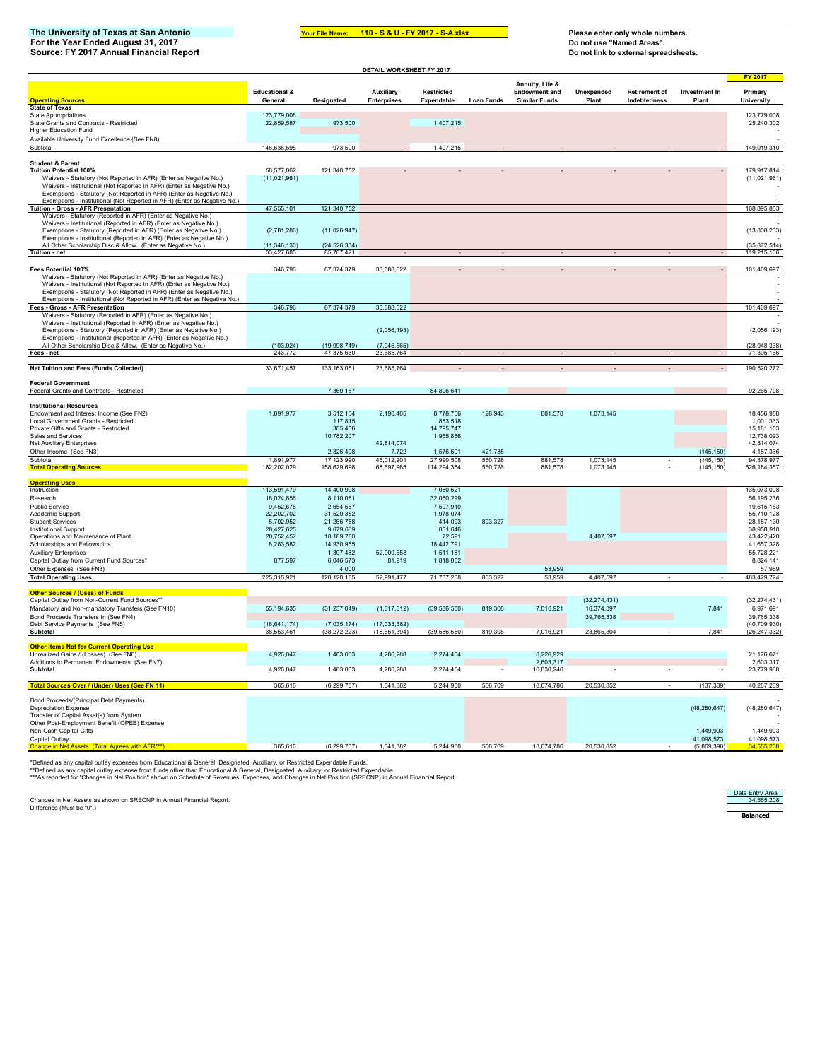**The University of Texas at San Antonio**
**For the Year Ended August 31, 2017**
**Source: FY 2017 Annual Financial Report**

**Your File Name: 110 - S & U - FY 2017 - S-A.xlsx**

**Please enter only whole numbers.**
**Do not use "Named Areas".**
**Do not link to external spreadsheets.**

DETAIL WORKSHEET FY 2017

| Operating Sources | Educational & General | Designated | Auxiliary Enterprises | Restricted Expendable | Loan Funds | Annuity, Life & Endowment and Similar Funds | Unexpended Plant | Retirement of Indebtedness | Investment In Plant | FY 2017 Primary University |
|---|---|---|---|---|---|---|---|---|---|---|
| **State of Texas** | | | | | | | | | | |
| State Appropriations | 123,779,008 | | | | | | | | | 123,779,008 |
| State Grants and Contracts - Restricted | 22,859,587 | 973,500 | | 1,407,215 | | | | | | 25,240,302 |
| Higher Education Fund | | | | | | | | | | - |
| Available University Fund Excellence (See FN8) | | | | | | | | | | - |
| Subtotal | 146,638,595 | 973,500 | - | 1,407,215 | - | - | - | - | - | 149,019,310 |
| **Student & Parent** | | | | | | | | | | |
| **Tuition Potential 100%** | 58,577,062 | 121,340,752 | - | - | - | - | - | - | - | 179,917,814 |
| Waivers - Statutory (Not Reported in AFR) (Enter as Negative No.) | (11,021,961) | | | | | | | | | (11,021,961) |
| Waivers - Institutional (Not Reported in AFR) (Enter as Negative No.) | | | | | | | | | | - |
| Exemptions - Statutory (Not Reported in AFR) (Enter as Negative No.) | | | | | | | | | | - |
| Exemptions - Institutional (Not Reported in AFR) (Enter as Negative No.) | | | | | | | | | | - |
| **Tuition - Gross - AFR Presentation** | 47,555,101 | 121,340,752 | | | | | | | | 168,895,853 |
| Waivers - Statutory (Reported in AFR) (Enter as Negative No.) | | | | | | | | | | - |
| Waivers - Institutional (Reported in AFR) (Enter as Negative No.) | | | | | | | | | | - |
| Exemptions - Statutory (Reported in AFR) (Enter as Negative No.) | (2,781,286) | (11,026,947) | | | | | | | | (13,808,233) |
| Exemptions - Institutional (Reported in AFR) (Enter as Negative No.) | | | | | | | | | | - |
| All Other Scholarship Disc.& Allow. (Enter as Negative No.) | (11,346,130) | (24,526,384) | | | | | | | | (35,872,514) |
| **Tuition - net** | 33,427,685 | 85,787,421 | - | - | - | - | - | - | - | 119,215,106 |
| **Fees Potential 100%** | 346,796 | 67,374,379 | 33,688,522 | - | - | - | - | - | - | 101,409,697 |
| Waivers - Statutory (Not Reported in AFR) (Enter as Negative No.) | | | | | | | | | | - |
| Waivers - Institutional (Not Reported in AFR) (Enter as Negative No.) | | | | | | | | | | - |
| Exemptions - Statutory (Not Reported in AFR) (Enter as Negative No.) | | | | | | | | | | - |
| Exemptions - Institutional (Not Reported in AFR) (Enter as Negative No.) | | | | | | | | | | - |
| **Fees - Gross - AFR Presentation** | 346,796 | 67,374,379 | 33,688,522 | | | | | | | 101,409,697 |
| Waivers - Statutory (Reported in AFR) (Enter as Negative No.) | | | | | | | | | | - |
| Waivers - Institutional (Reported in AFR) (Enter as Negative No.) | | | | | | | | | | - |
| Exemptions - Statutory (Reported in AFR) (Enter as Negative No.) | | | (2,056,193) | | | | | | | (2,056,193) |
| Exemptions - Institutional (Reported in AFR) (Enter as Negative No.) | | | | | | | | | | - |
| All Other Scholarship Disc.& Allow. (Enter as Negative No.) | (103,024) | (19,998,749) | (7,946,565) | | | | | | | (28,048,338) |
| **Fees - net** | 243,772 | 47,375,630 | 23,685,764 | - | - | - | - | - | - | 71,305,166 |
| **Net Tuition and Fees (Funds Collected)** | 33,671,457 | 133,163,051 | 23,685,764 | - | - | - | - | - | - | 190,520,272 |
| **Federal Government** | | | | | | | | | | |
| Federal Grants and Contracts - Restricted | | 7,369,157 | | 84,896,641 | | | | | | 92,265,798 |
| **Institutional Resources** | | | | | | | | | | |
| Endowment and Interest Income (See FN2) | 1,891,977 | 3,512,154 | 2,190,405 | 8,778,756 | 128,943 | 881,578 | 1,073,145 | | | 18,456,958 |
| Local Government Grants - Restricted | | 117,815 | | 883,518 | | | | | | 1,001,333 |
| Private Gifts and Grants - Restricted | | 385,406 | | 14,795,747 | | | | | | 15,181,153 |
| Sales and Services | | 10,782,207 | | 1,955,886 | | | | | | 12,738,093 |
| Net Auxiliary Enterprises | | | 42,814,074 | | | | | | | 42,814,074 |
| Other Income (See FN3) | | 2,326,408 | 7,722 | 1,576,601 | 421,785 | | | | (145,150) | 4,187,366 |
| Subtotal | 1,891,977 | 17,123,990 | 45,012,201 | 27,990,508 | 550,728 | 881,578 | 1,073,145 | - | (145,150) | 94,378,977 |
| **Total Operating Sources** | 182,202,029 | 158,629,698 | 68,697,965 | 114,294,364 | 550,728 | 881,578 | 1,073,145 | - | (145,150) | 526,184,357 |
| **Operating Uses** | | | | | | | | | | |
| Instruction | 113,591,479 | 14,400,998 | | 7,080,621 | | | | | | 135,073,098 |
| Research | 16,024,856 | 8,110,081 | | 32,060,299 | | | | | | 56,195,236 |
| Public Service | 9,452,676 | 2,654,567 | | 7,507,910 | | | | | | 19,615,153 |
| Academic Support | 22,202,702 | 31,529,352 | | 1,978,074 | | | | | | 55,710,128 |
| Student Services | 5,702,952 | 21,266,758 | | 414,093 | 803,327 | | | | | 28,187,130 |
| Institutional Support | 28,427,625 | 9,679,639 | | 851,646 | | | | | | 38,958,910 |
| Operations and Maintenance of Plant | 20,752,452 | 18,189,780 | | 72,591 | | | 4,407,597 | | | 43,422,420 |
| Scholarships and Fellowships | 8,283,582 | 14,930,955 | | 18,442,791 | | | | | | 41,657,328 |
| Auxiliary Enterprises | | 1,307,482 | 52,909,558 | 1,511,181 | | | | | | 55,728,221 |
| Capital Outlay from Current Fund Sources* | 877,597 | 6,046,573 | 81,919 | 1,818,052 | | | | | | 8,824,141 |
| Other Expenses (See FN3) | | 4,000 | | | | 53,959 | | | | 57,959 |
| **Total Operating Uses** | 225,315,921 | 128,120,185 | 52,991,477 | 71,737,258 | 803,327 | 53,959 | 4,407,597 | - | - | 483,429,724 |
| **Other Sources / (Uses) of Funds** | | | | | | | | | | |
| Capital Outlay from Non-Current Fund Sources** | | | | | | | (32,274,431) | | | (32,274,431) |
| Mandatory and Non-mandatory Transfers (See FN10) | 55,194,635 | (31,237,049) | (1,617,812) | (39,586,550) | 819,308 | 7,016,921 | 16,374,397 | | 7,841 | 6,971,691 |
| Bond Proceeds Transfers In (See FN4) | | | | | | | 39,765,338 | | | 39,765,338 |
| Debt Service Payments (See FN5) | (16,641,174) | (7,035,174) | (17,033,582) | | | | | | | (40,709,930) |
| **Subtotal** | 38,553,461 | (38,272,223) | (18,651,394) | (39,586,550) | 819,308 | 7,016,921 | 23,865,304 | - | 7,841 | (26,247,332) |
| **Other Items Not for Current Operating Use** | | | | | | | | | | |
| Unrealized Gains / (Losses) (See FN6) | 4,926,047 | 1,463,003 | 4,286,288 | 2,274,404 | | 8,226,929 | | | | 21,176,671 |
| Additions to Permanent Endowments (See FN7) | | | | | | 2,603,317 | | | | 2,603,317 |
| **Subtotal** | 4,926,047 | 1,463,003 | 4,286,288 | 2,274,404 | - | 10,830,246 | - | - | - | 23,779,988 |
| **Total Sources Over / (Under) Uses (See FN 11)** | 365,616 | (6,299,707) | 1,341,382 | 5,244,960 | 566,709 | 18,674,786 | 20,530,852 | - | (137,309) | 40,287,289 |
| Bond Proceeds/(Principal Debt Payments) | | | | | | | | | | - |
| Depreciation Expense | | | | | | | | | (48,280,647) | (48,280,647) |
| Transfer of Capital Asset(s) from System | | | | | | | | | | - |
| Other Post-Employment Benefit (OPEB) Expense | | | | | | | | | | - |
| Non-Cash Capital Gifts | | | | | | | | | 1,449,993 | 1,449,993 |
| Capital Outlay | | | | | | | | | 41,098,573 | 41,098,573 |
| Change in Net Assets (Total Agrees with AFR***) | 365,616 | (6,299,707) | 1,341,382 | 5,244,960 | 566,709 | 18,674,786 | 20,530,852 | - | (5,869,390) | 34,555,208 |

*Defined as any capital outlay expenses from Educational & General, Designated, Auxiliary, or Restricted Expendable Funds.
**Defined as any capital outlay expense from funds other than Educational & General, Designated, Auxiliary, or Restricted Expendable.
***As reported for "Changes in Net Position" shown on Schedule of Revenues, Expenses, and Changes in Net Position (SRECNP) in Annual Financial Report.

| | Data Entry Area |
|---|---|
| Changes in Net Assets as shown on SRECNP in Annual Financial Report. | 34,555,208 |
| Difference (Must be "0".) | - |
| | **Balanced** |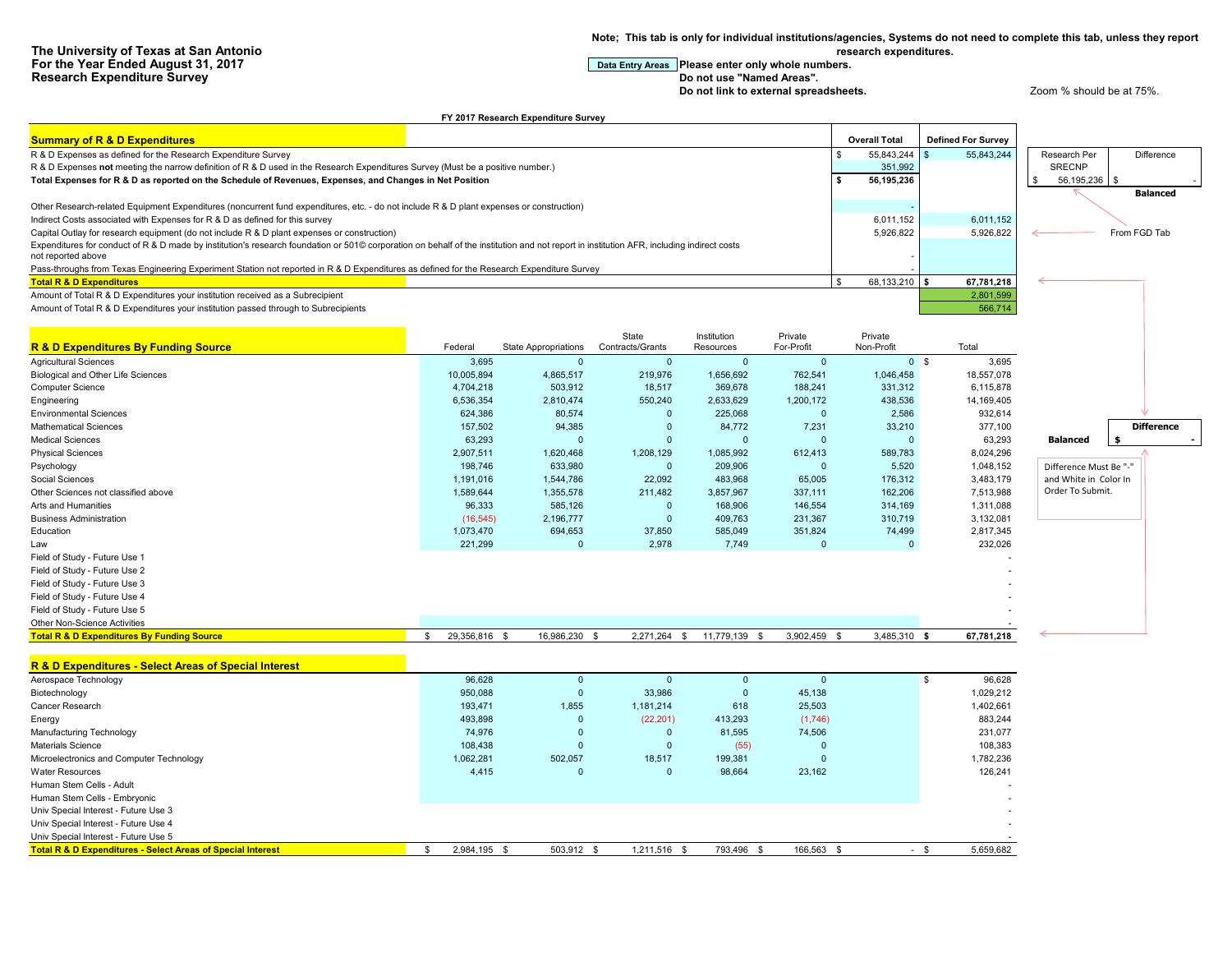**The University of Texas at San Antonio**
**For the Year Ended August 31, 2017**
**Research Expenditure Survey**

**Note; This tab is only for individual institutions/agencies, Systems do not need to complete this tab, unless they report research expenditures.**

Data Entry Areas **Please enter only whole numbers.**
**Do not use "Named Areas".**
**Do not link to external spreadsheets.**

Zoom % should be at 75%.

**FY 2017 Research Expenditure Survey**

| **Summary of R & D Expenditures** | **Overall Total** | **Defined For Survey** |
|---|---|---|
| R & D Expenses as defined for the Research Expenditure Survey | $ 55,843,244 | $ 55,843,244 |
| R & D Expenses **not** meeting the narrow definition of R & D used in the Research Expenditures Survey (Must be a positive number.) | 351,992 | |
| **Total Expenses for R & D as reported on the Schedule of Revenues, Expenses, and Changes in Net Position** | **$ 56,195,236** | |
| Other Research-related Equipment Expenditures (noncurrent fund expenditures, etc. - do not include R & D plant expenses or construction) | - | |
| Indirect Costs associated with Expenses for R & D as defined for this survey | 6,011,152 | 6,011,152 |
| Capital Outlay for research equipment (do not include R & D plant expenses or construction) | 5,926,822 | 5,926,822 |
| Expenditures for conduct of R & D made by institution's research foundation or 501© corporation on behalf of the institution and not report in institution AFR, including indirect costs not reported above | - | |
| Pass-throughs from Texas Engineering Experiment Station not reported in R & D Expenditures as defined for the Research Expenditure Survey | - | |
| **Total R & D Expenditures** | $ 68,133,210 | **$ 67,781,218** |
| Amount of Total R & D Expenditures your institution received as a Subrecipient | | 2,801,599 |
| Amount of Total R & D Expenditures your institution passed through to Subrecipients | | 566,714 |

| Research Per SRECNP | Difference |
|---|---|
| $ 56,195,236 | $ - |
| | **Balanced** |

From FGD Tab

| **R & D Expenditures By Funding Source** | Federal | State Appropriations | State Contracts/Grants | Institution Resources | Private For-Profit | Private Non-Profit | Total |
|---|---|---|---|---|---|---|---|
| Agricultural Sciences | 3,695 | 0 | 0 | 0 | 0 | 0 | $ 3,695 |
| Biological and Other Life Sciences | 10,005,894 | 4,865,517 | 219,976 | 1,656,692 | 762,541 | 1,046,458 | 18,557,078 |
| Computer Science | 4,704,218 | 503,912 | 18,517 | 369,678 | 188,241 | 331,312 | 6,115,878 |
| Engineering | 6,536,354 | 2,810,474 | 550,240 | 2,633,629 | 1,200,172 | 438,536 | 14,169,405 |
| Environmental Sciences | 624,386 | 80,574 | 0 | 225,068 | 0 | 2,586 | 932,614 |
| Mathematical Sciences | 157,502 | 94,385 | 0 | 84,772 | 7,231 | 33,210 | 377,100 |
| Medical Sciences | 63,293 | 0 | 0 | 0 | 0 | 0 | 63,293 |
| Physical Sciences | 2,907,511 | 1,620,468 | 1,208,129 | 1,085,992 | 612,413 | 589,783 | 8,024,296 |
| Psychology | 198,746 | 633,980 | 0 | 209,906 | 0 | 5,520 | 1,048,152 |
| Social Sciences | 1,191,016 | 1,544,786 | 22,092 | 483,968 | 65,005 | 176,312 | 3,483,179 |
| Other Sciences not classified above | 1,589,644 | 1,355,578 | 211,482 | 3,857,967 | 337,111 | 162,206 | 7,513,988 |
| Arts and Humanities | 96,333 | 585,126 | 0 | 168,906 | 146,554 | 314,169 | 1,311,088 |
| Business Administration | (16,545) | 2,196,777 | 0 | 409,763 | 231,367 | 310,719 | 3,132,081 |
| Education | 1,073,470 | 694,653 | 37,850 | 585,049 | 351,824 | 74,499 | 2,817,345 |
| Law | 221,299 | 0 | 2,978 | 7,749 | 0 | 0 | 232,026 |
| Field of Study - Future Use 1 | | | | | | | - |
| Field of Study - Future Use 2 | | | | | | | - |
| Field of Study - Future Use 3 | | | | | | | - |
| Field of Study - Future Use 4 | | | | | | | - |
| Field of Study - Future Use 5 | | | | | | | - |
| Other Non-Science Activities | | | | | | | - |
| **Total R & D Expenditures By Funding Source** | $ 29,356,816 | $ 16,986,230 | $ 2,271,264 | $ 11,779,139 | $ 3,902,459 | $ 3,485,310 | **$ 67,781,218** |

| | **Difference** |
|---|---|
| **Balanced** | **$ -** |

Difference Must Be "-" and White in Color In Order To Submit.

| **R & D Expenditures - Select Areas of Special Interest** | Federal | State Appropriations | State Contracts/Grants | Institution Resources | Private For-Profit | Private Non-Profit | Total |
|---|---|---|---|---|---|---|---|
| Aerospace Technology | 96,628 | 0 | 0 | 0 | 0 | | $ 96,628 |
| Biotechnology | 950,088 | 0 | 33,986 | 0 | 45,138 | | 1,029,212 |
| Cancer Research | 193,471 | 1,855 | 1,181,214 | 618 | 25,503 | | 1,402,661 |
| Energy | 493,898 | 0 | (22,201) | 413,293 | (1,746) | | 883,244 |
| Manufacturing Technology | 74,976 | 0 | 0 | 81,595 | 74,506 | | 231,077 |
| Materials Science | 108,438 | 0 | 0 | (55) | 0 | | 108,383 |
| Microelectronics and Computer Technology | 1,062,281 | 502,057 | 18,517 | 199,381 | 0 | | 1,782,236 |
| Water Resources | 4,415 | 0 | 0 | 98,664 | 23,162 | | 126,241 |
| Human Stem Cells - Adult | | | | | | | - |
| Human Stem Cells - Embryonic | | | | | | | - |
| Univ Special Interest - Future Use 3 | | | | | | | - |
| Univ Special Interest - Future Use 4 | | | | | | | - |
| Univ Special Interest - Future Use 5 | | | | | | | - |
| **Total R & D Expenditures - Select Areas of Special Interest** | $ 2,984,195 | $ 503,912 | $ 1,211,516 | $ 793,496 | $ 166,563 | $ - | $ 5,659,682 |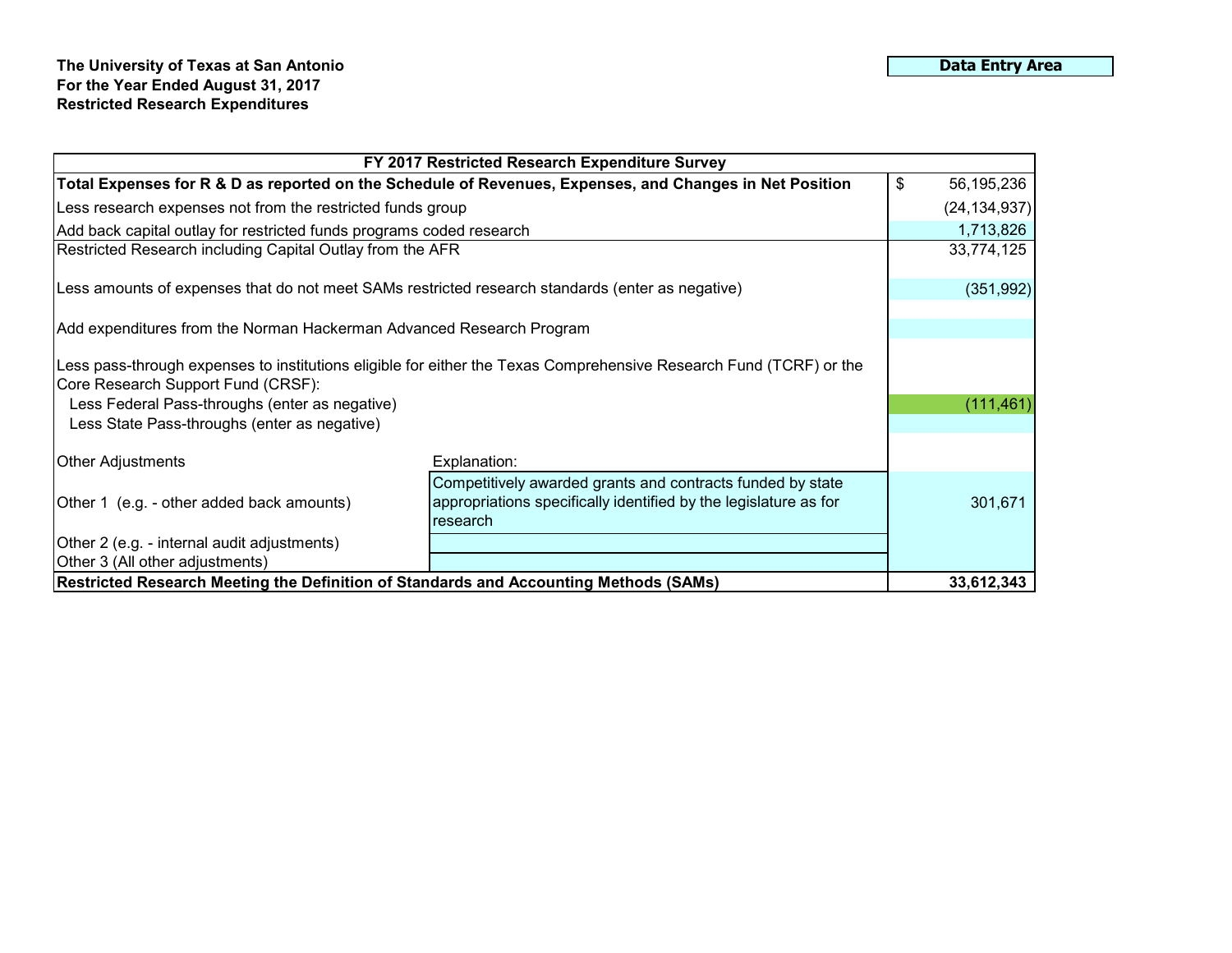**The University of Texas at San Antonio**
**For the Year Ended August 31, 2017**
**Restricted Research Expenditures**

**Data Entry Area**

| FY 2017 Restricted Research Expenditure Survey | | |
|---|---|---|
| **Total Expenses for R & D as reported on the Schedule of Revenues, Expenses, and Changes in Net Position** | | $ 56,195,236 |
| Less research expenses not from the restricted funds group | | (24,134,937) |
| Add back capital outlay for restricted funds programs coded research | | 1,713,826 |
| Restricted Research including Capital Outlay from the AFR | | 33,774,125 |
| Less amounts of expenses that do not meet SAMs restricted research standards (enter as negative) | | (351,992) |
| Add expenditures from the Norman Hackerman Advanced Research Program | | |
| Less pass-through expenses to institutions eligible for either the Texas Comprehensive Research Fund (TCRF) or the Core Research Support Fund (CRSF): | | |
| Less Federal Pass-throughs (enter as negative) | | (111,461) |
| Less State Pass-throughs (enter as negative) | | |
| Other Adjustments | Explanation: | |
| Other 1 (e.g. - other added back amounts) | Competitively awarded grants and contracts funded by state appropriations specifically identified by the legislature as for research | 301,671 |
| Other 2 (e.g. - internal audit adjustments) | | |
| Other 3 (All other adjustments) | | |
| **Restricted Research Meeting the Definition of Standards and Accounting Methods (SAMs)** | | **33,612,343** |